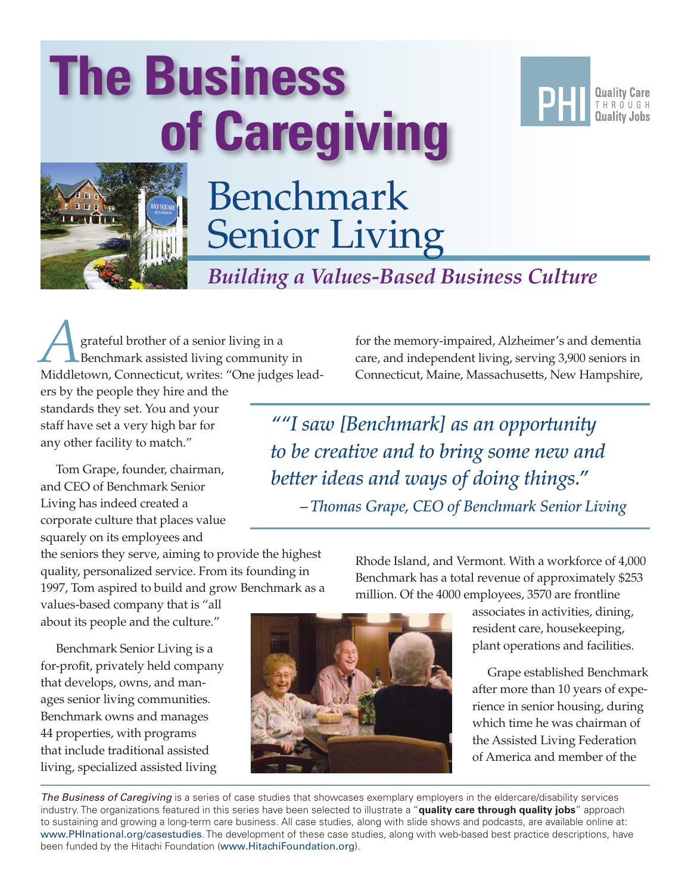# The Business of Caregiving

PHI Quality Care THROUGH Quality Jobs

## Benchmark Senior Living

### *Building a Values-Based Business Culture*

A grateful brother of a senior living in a Benchmark assisted living community in Middletown, Connecticut, writes: "One judges leaders by the people they hire and the standards they set. You and your staff have set a very high bar for any other facility to match."

> *""I saw [Benchmark] as an opportunity to be creative and to bring some new and better ideas and ways of doing things."*
>
> *–Thomas Grape, CEO of Benchmark Senior Living*

Tom Grape, founder, chairman, and CEO of Benchmark Senior Living has indeed created a corporate culture that places value squarely on its employees and the seniors they serve, aiming to provide the highest quality, personalized service. From its founding in 1997, Tom aspired to build and grow Benchmark as a values-based company that is "all about its people and the culture."

Benchmark Senior Living is a for-profit, privately held company that develops, owns, and manages senior living communities. Benchmark owns and manages 44 properties, with programs that include traditional assisted living, specialized assisted living for the memory-impaired, Alzheimer's and dementia care, and independent living, serving 3,900 seniors in Connecticut, Maine, Massachusetts, New Hampshire, Rhode Island, and Vermont. With a workforce of 4,000 Benchmark has a total revenue of approximately $253 million. Of the 4000 employees, 3570 are frontline associates in activities, dining, resident care, housekeeping, plant operations and facilities.

Grape established Benchmark after more than 10 years of experience in senior housing, during which time he was chairman of the Assisted Living Federation of America and member of the

*The Business of Caregiving* is a series of case studies that showcases exemplary employers in the eldercare/disability services industry. The organizations featured in this series have been selected to illustrate a "**quality care through quality jobs**" approach to sustaining and growing a long-term care business. All case studies, along with slide shows and podcasts, are available online at: www.PHInational.org/casestudies. The development of these case studies, along with web-based best practice descriptions, have been funded by the Hitachi Foundation (www.HitachiFoundation.org).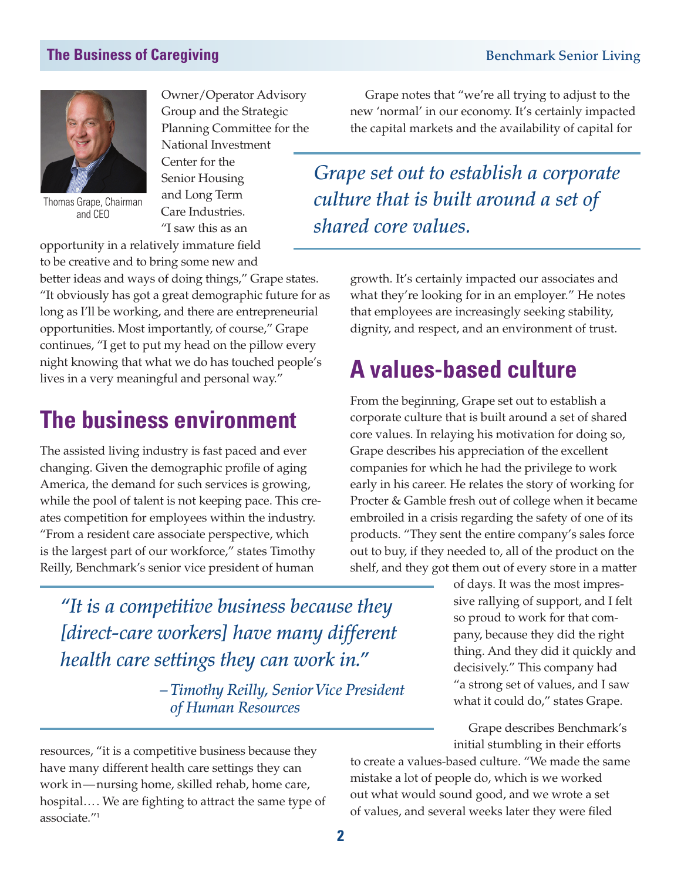Thomas Grape, Chairman and CEO

Owner/Operator Advisory Group and the Strategic Planning Committee for the National Investment Center for the Senior Housing and Long Term Care Industries. "I saw this as an opportunity in a relatively immature field to be creative and to bring some new and better ideas and ways of doing things," Grape states. "It obviously has got a great demographic future for as long as I'll be working, and there are entrepreneurial opportunities. Most importantly, of course," Grape continues, "I get to put my head on the pillow every night knowing that what we do has touched people's lives in a very meaningful and personal way."

## The business environment

The assisted living industry is fast paced and ever changing. Given the demographic profile of aging America, the demand for such services is growing, while the pool of talent is not keeping pace. This creates competition for employees within the industry. "From a resident care associate perspective, which is the largest part of our workforce," states Timothy Reilly, Benchmark's senior vice president of human resources, "it is a competitive business because they have many different health care settings they can work in—nursing home, skilled rehab, home care, hospital.… We are fighting to attract the same type of associate."[1]

> *"It is a competitive business because they [direct-care workers] have many different health care settings they can work in."*
>
> *–Timothy Reilly, Senior Vice President of Human Resources*

Grape notes that "we're all trying to adjust to the new 'normal' in our economy. It's certainly impacted the capital markets and the availability of capital for growth. It's certainly impacted our associates and what they're looking for in an employer." He notes that employees are increasingly seeking stability, dignity, and respect, and an environment of trust.

> *Grape set out to establish a corporate culture that is built around a set of shared core values.*

## A values-based culture

From the beginning, Grape set out to establish a corporate culture that is built around a set of shared core values. In relaying his motivation for doing so, Grape describes his appreciation of the excellent companies for which he had the privilege to work early in his career. He relates the story of working for Procter & Gamble fresh out of college when it became embroiled in a crisis regarding the safety of one of its products. "They sent the entire company's sales force out to buy, if they needed to, all of the product on the shelf, and they got them out of every store in a matter of days. It was the most impressive rallying of support, and I felt so proud to work for that company, because they did the right thing. And they did it quickly and decisively." This company had "a strong set of values, and I saw what it could do," states Grape.

Grape describes Benchmark's initial stumbling in their efforts to create a values-based culture. "We made the same mistake a lot of people do, which is we worked out what would sound good, and we wrote a set of values, and several weeks later they were filed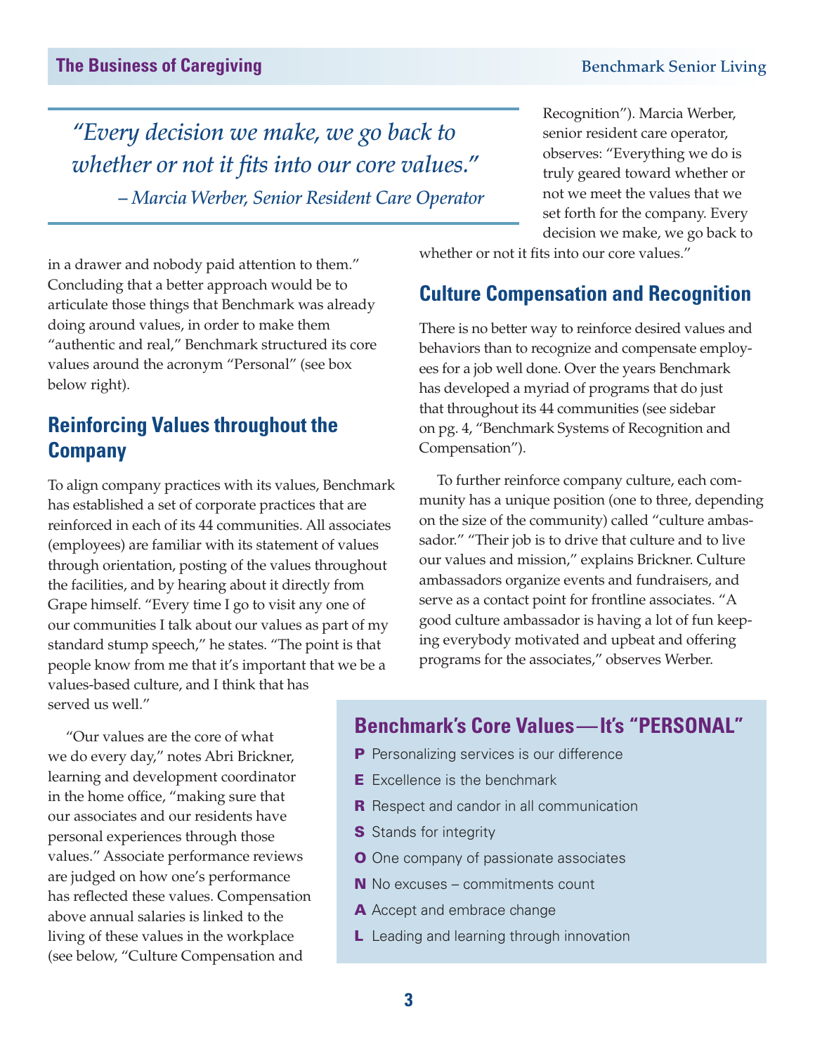> *"Every decision we make, we go back to whether or not it fits into our core values."*
> *– Marcia Werber, Senior Resident Care Operator*

in a drawer and nobody paid attention to them." Concluding that a better approach would be to articulate those things that Benchmark was already doing around values, in order to make them "authentic and real," Benchmark structured its core values around the acronym "Personal" (see box below right).

## Reinforcing Values throughout the Company

To align company practices with its values, Benchmark has established a set of corporate practices that are reinforced in each of its 44 communities. All associates (employees) are familiar with its statement of values through orientation, posting of the values throughout the facilities, and by hearing about it directly from Grape himself. "Every time I go to visit any one of our communities I talk about our values as part of my standard stump speech," he states. "The point is that people know from me that it's important that we be a values-based culture, and I think that has served us well."

"Our values are the core of what we do every day," notes Abri Brickner, learning and development coordinator in the home office, "making sure that our associates and our residents have personal experiences through those values." Associate performance reviews are judged on how one's performance has reflected these values. Compensation above annual salaries is linked to the living of these values in the workplace (see below, "Culture Compensation and Recognition"). Marcia Werber, senior resident care operator, observes: "Everything we do is truly geared toward whether or not we meet the values that we set forth for the company. Every decision we make, we go back to whether or not it fits into our core values."

## Culture Compensation and Recognition

There is no better way to reinforce desired values and behaviors than to recognize and compensate employees for a job well done. Over the years Benchmark has developed a myriad of programs that do just that throughout its 44 communities (see sidebar on pg. 4, "Benchmark Systems of Recognition and Compensation").

To further reinforce company culture, each community has a unique position (one to three, depending on the size of the community) called "culture ambassador." "Their job is to drive that culture and to live our values and mission," explains Brickner. Culture ambassadors organize events and fundraisers, and serve as a contact point for frontline associates. "A good culture ambassador is having a lot of fun keeping everybody motivated and upbeat and offering programs for the associates," observes Werber.

## Benchmark's Core Values — It's "PERSONAL"

- **P** Personalizing services is our difference
- **E** Excellence is the benchmark
- **R** Respect and candor in all communication
- **S** Stands for integrity
- **O** One company of passionate associates
- **N** No excuses – commitments count
- **A** Accept and embrace change
- **L** Leading and learning through innovation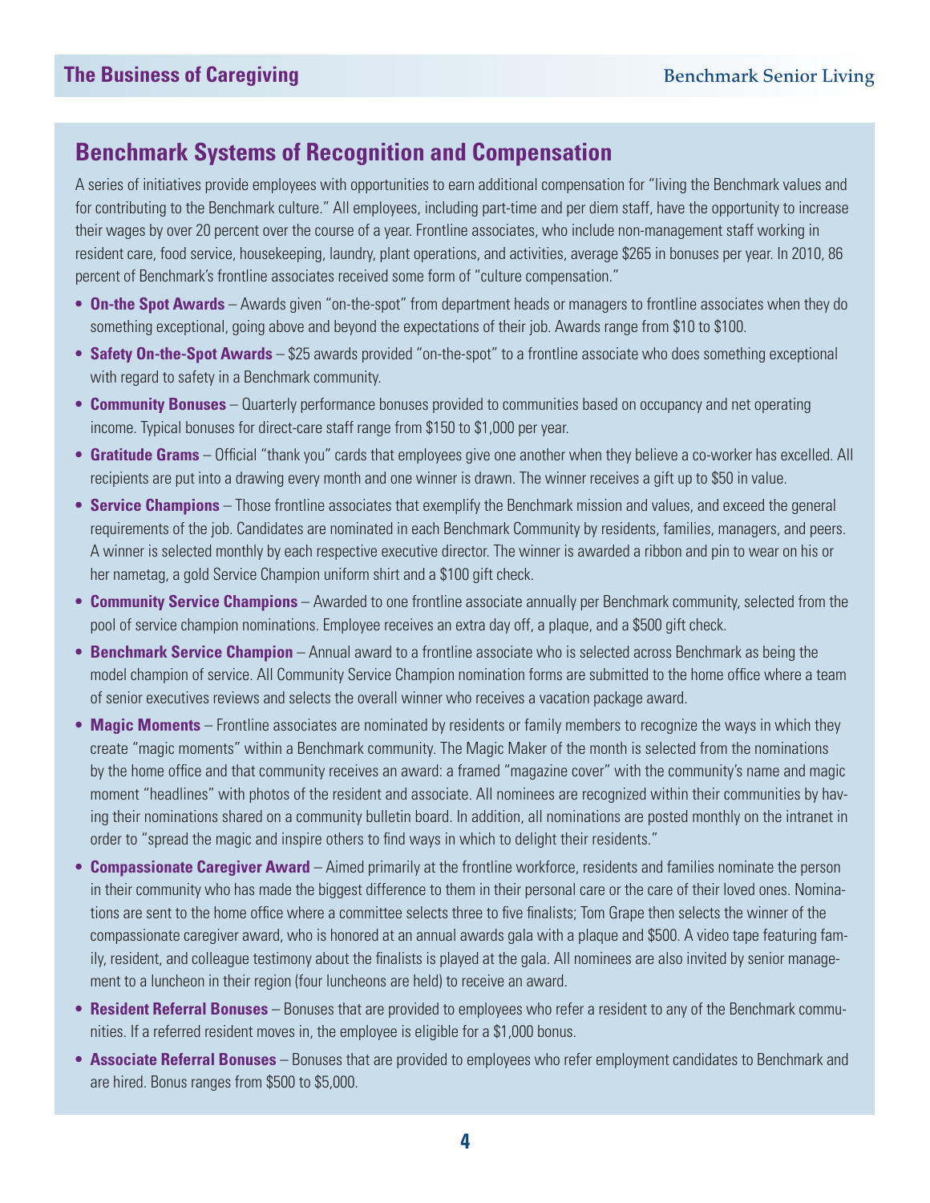## Benchmark Systems of Recognition and Compensation

A series of initiatives provide employees with opportunities to earn additional compensation for "living the Benchmark values and for contributing to the Benchmark culture." All employees, including part-time and per diem staff, have the opportunity to increase their wages by over 20 percent over the course of a year. Frontline associates, who include non-management staff working in resident care, food service, housekeeping, laundry, plant operations, and activities, average $265 in bonuses per year. In 2010, 86 percent of Benchmark's frontline associates received some form of "culture compensation."

- **On-the Spot Awards** – Awards given "on-the-spot" from department heads or managers to frontline associates when they do something exceptional, going above and beyond the expectations of their job. Awards range from $10 to $100.
- **Safety On-the-Spot Awards** – $25 awards provided "on-the-spot" to a frontline associate who does something exceptional with regard to safety in a Benchmark community.
- **Community Bonuses** – Quarterly performance bonuses provided to communities based on occupancy and net operating income. Typical bonuses for direct-care staff range from $150 to $1,000 per year.
- **Gratitude Grams** – Official "thank you" cards that employees give one another when they believe a co-worker has excelled. All recipients are put into a drawing every month and one winner is drawn. The winner receives a gift up to $50 in value.
- **Service Champions** – Those frontline associates that exemplify the Benchmark mission and values, and exceed the general requirements of the job. Candidates are nominated in each Benchmark Community by residents, families, managers, and peers. A winner is selected monthly by each respective executive director. The winner is awarded a ribbon and pin to wear on his or her nametag, a gold Service Champion uniform shirt and a $100 gift check.
- **Community Service Champions** – Awarded to one frontline associate annually per Benchmark community, selected from the pool of service champion nominations. Employee receives an extra day off, a plaque, and a $500 gift check.
- **Benchmark Service Champion** – Annual award to a frontline associate who is selected across Benchmark as being the model champion of service. All Community Service Champion nomination forms are submitted to the home office where a team of senior executives reviews and selects the overall winner who receives a vacation package award.
- **Magic Moments** – Frontline associates are nominated by residents or family members to recognize the ways in which they create "magic moments" within a Benchmark community. The Magic Maker of the month is selected from the nominations by the home office and that community receives an award: a framed "magazine cover" with the community's name and magic moment "headlines" with photos of the resident and associate. All nominees are recognized within their communities by having their nominations shared on a community bulletin board. In addition, all nominations are posted monthly on the intranet in order to "spread the magic and inspire others to find ways in which to delight their residents."
- **Compassionate Caregiver Award** – Aimed primarily at the frontline workforce, residents and families nominate the person in their community who has made the biggest difference to them in their personal care or the care of their loved ones. Nominations are sent to the home office where a committee selects three to five finalists; Tom Grape then selects the winner of the compassionate caregiver award, who is honored at an annual awards gala with a plaque and $500. A video tape featuring family, resident, and colleague testimony about the finalists is played at the gala. All nominees are also invited by senior management to a luncheon in their region (four luncheons are held) to receive an award.
- **Resident Referral Bonuses** – Bonuses that are provided to employees who refer a resident to any of the Benchmark communities. If a referred resident moves in, the employee is eligible for a $1,000 bonus.
- **Associate Referral Bonuses** – Bonuses that are provided to employees who refer employment candidates to Benchmark and are hired. Bonus ranges from $500 to $5,000.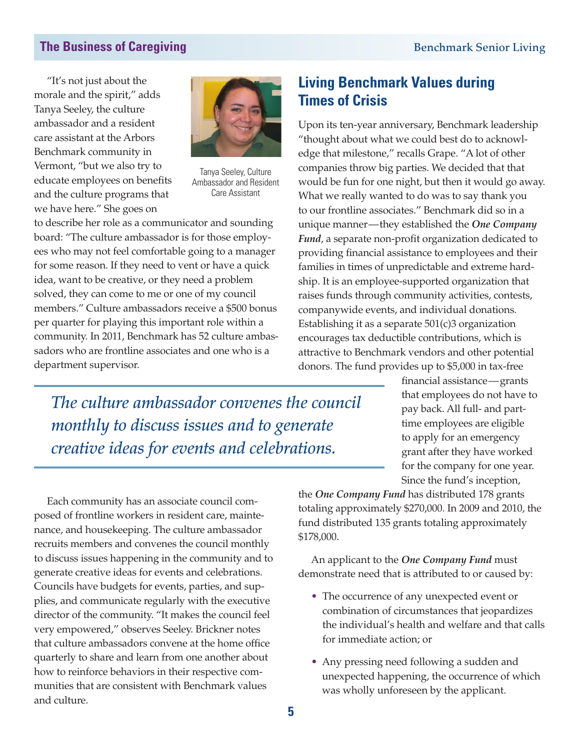"It's not just about the morale and the spirit," adds Tanya Seeley, the culture ambassador and a resident care assistant at the Arbors Benchmark community in Vermont, "but we also try to educate employees on benefits and the culture programs that we have here." She goes on to describe her role as a communicator and sounding board: "The culture ambassador is for those employees who may not feel comfortable going to a manager for some reason. If they need to vent or have a quick idea, want to be creative, or they need a problem solved, they can come to me or one of my council members." Culture ambassadors receive a $500 bonus per quarter for playing this important role within a community. In 2011, Benchmark has 52 culture ambassadors who are frontline associates and one who is a department supervisor.

Tanya Seeley, Culture Ambassador and Resident Care Assistant

*The culture ambassador convenes the council monthly to discuss issues and to generate creative ideas for events and celebrations.*

Each community has an associate council composed of frontline workers in resident care, maintenance, and housekeeping. The culture ambassador recruits members and convenes the council monthly to discuss issues happening in the community and to generate creative ideas for events and celebrations. Councils have budgets for events, parties, and supplies, and communicate regularly with the executive director of the community. "It makes the council feel very empowered," observes Seeley. Brickner notes that culture ambassadors convene at the home office quarterly to share and learn from one another about how to reinforce behaviors in their respective communities that are consistent with Benchmark values and culture.

## Living Benchmark Values during Times of Crisis

Upon its ten-year anniversary, Benchmark leadership "thought about what we could best do to acknowledge that milestone," recalls Grape. "A lot of other companies throw big parties. We decided that that would be fun for one night, but then it would go away. What we really wanted to do was to say thank you to our frontline associates." Benchmark did so in a unique manner—they established the ***One Company Fund***, a separate non-profit organization dedicated to providing financial assistance to employees and their families in times of unpredictable and extreme hardship. It is an employee-supported organization that raises funds through community activities, contests, companywide events, and individual donations. Establishing it as a separate 501(c)3 organization encourages tax deductible contributions, which is attractive to Benchmark vendors and other potential donors. The fund provides up to $5,000 in tax-free financial assistance—grants that employees do not have to pay back. All full- and part-time employees are eligible to apply for an emergency grant after they have worked for the company for one year. Since the fund's inception, the ***One Company Fund*** has distributed 178 grants totaling approximately $270,000. In 2009 and 2010, the fund distributed 135 grants totaling approximately $178,000.

An applicant to the ***One Company Fund*** must demonstrate need that is attributed to or caused by:

- The occurrence of any unexpected event or combination of circumstances that jeopardizes the individual's health and welfare and that calls for immediate action; or
- Any pressing need following a sudden and unexpected happening, the occurrence of which was wholly unforeseen by the applicant.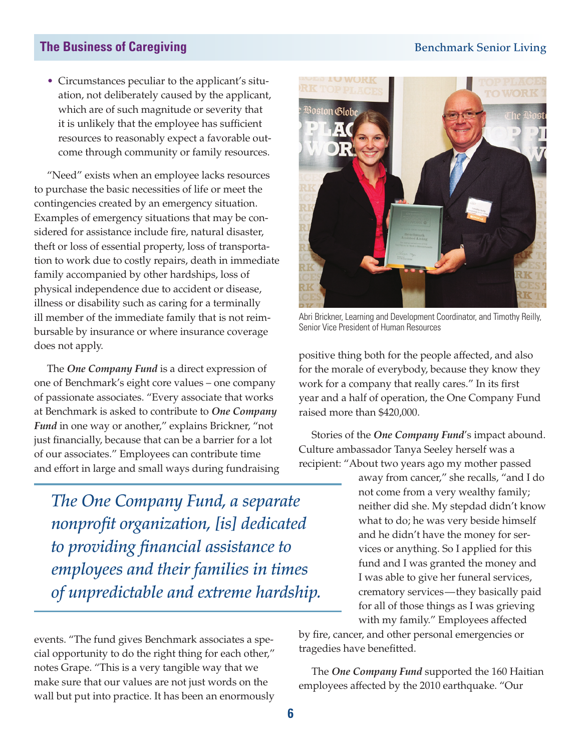- Circumstances peculiar to the applicant's situation, not deliberately caused by the applicant, which are of such magnitude or severity that it is unlikely that the employee has sufficient resources to reasonably expect a favorable outcome through community or family resources.

"Need" exists when an employee lacks resources to purchase the basic necessities of life or meet the contingencies created by an emergency situation. Examples of emergency situations that may be considered for assistance include fire, natural disaster, theft or loss of essential property, loss of transportation to work due to costly repairs, death in immediate family accompanied by other hardships, loss of physical independence due to accident or disease, illness or disability such as caring for a terminally ill member of the immediate family that is not reimbursable by insurance or where insurance coverage does not apply.

The ***One Company Fund*** is a direct expression of one of Benchmark's eight core values – one company of passionate associates. "Every associate that works at Benchmark is asked to contribute to ***One Company Fund*** in one way or another," explains Brickner, "not just financially, because that can be a barrier for a lot of our associates." Employees can contribute time and effort in large and small ways during fundraising events. "The fund gives Benchmark associates a special opportunity to do the right thing for each other," notes Grape. "This is a very tangible way that we make sure that our values are not just words on the wall but put into practice. It has been an enormously positive thing both for the people affected, and also for the morale of everybody, because they know they work for a company that really cares." In its first year and a half of operation, the One Company Fund raised more than $420,000.

> *The One Company Fund, a separate nonprofit organization, [is] dedicated to providing financial assistance to employees and their families in times of unpredictable and extreme hardship.*

Abri Brickner, Learning and Development Coordinator, and Timothy Reilly, Senior Vice President of Human Resources

Stories of the ***One Company Fund***'s impact abound. Culture ambassador Tanya Seeley herself was a recipient: "About two years ago my mother passed away from cancer," she recalls, "and I do not come from a very wealthy family; neither did she. My stepdad didn't know what to do; he was very beside himself and he didn't have the money for services or anything. So I applied for this fund and I was granted the money and I was able to give her funeral services, crematory services—they basically paid for all of those things as I was grieving with my family." Employees affected by fire, cancer, and other personal emergencies or tragedies have benefitted.

The ***One Company Fund*** supported the 160 Haitian employees affected by the 2010 earthquake. "Our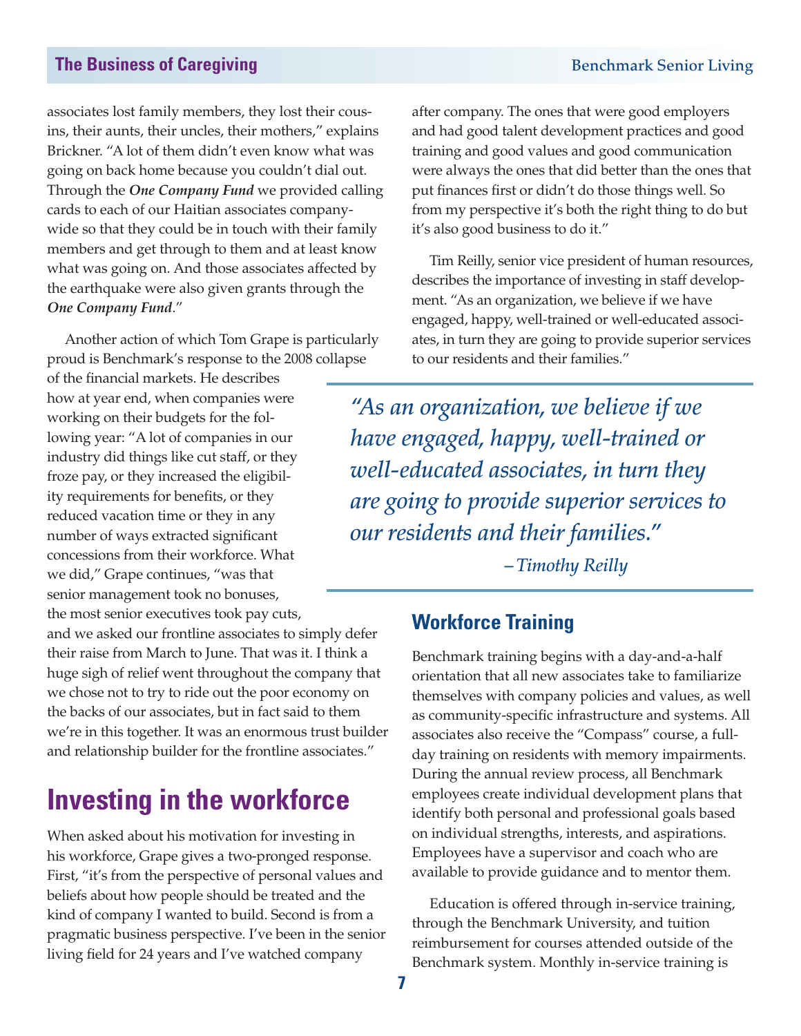associates lost family members, they lost their cousins, their aunts, their uncles, their mothers," explains Brickner. "A lot of them didn't even know what was going on back home because you couldn't dial out. Through the ***One Company Fund*** we provided calling cards to each of our Haitian associates companywide so that they could be in touch with their family members and get through to them and at least know what was going on. And those associates affected by the earthquake were also given grants through the ***One Company Fund***."

Another action of which Tom Grape is particularly proud is Benchmark's response to the 2008 collapse of the financial markets. He describes how at year end, when companies were working on their budgets for the following year: "A lot of companies in our industry did things like cut staff, or they froze pay, or they increased the eligibility requirements for benefits, or they reduced vacation time or they in any number of ways extracted significant concessions from their workforce. What we did," Grape continues, "was that senior management took no bonuses, the most senior executives took pay cuts, and we asked our frontline associates to simply defer their raise from March to June. That was it. I think a huge sigh of relief went throughout the company that we chose not to try to ride out the poor economy on the backs of our associates, but in fact said to them we're in this together. It was an enormous trust builder and relationship builder for the frontline associates."

# Investing in the workforce

When asked about his motivation for investing in his workforce, Grape gives a two-pronged response. First, "it's from the perspective of personal values and beliefs about how people should be treated and the kind of company I wanted to build. Second is from a pragmatic business perspective. I've been in the senior living field for 24 years and I've watched company after company. The ones that were good employers and had good talent development practices and good training and good values and good communication were always the ones that did better than the ones that put finances first or didn't do those things well. So from my perspective it's both the right thing to do but it's also good business to do it."

Tim Reilly, senior vice president of human resources, describes the importance of investing in staff development. "As an organization, we believe if we have engaged, happy, well-trained or well-educated associates, in turn they are going to provide superior services to our residents and their families."

> *"As an organization, we believe if we have engaged, happy, well-trained or well-educated associates, in turn they are going to provide superior services to our residents and their families."*
>
> *–Timothy Reilly*

## Workforce Training

Benchmark training begins with a day-and-a-half orientation that all new associates take to familiarize themselves with company policies and values, as well as community-specific infrastructure and systems. All associates also receive the "Compass" course, a full-day training on residents with memory impairments. During the annual review process, all Benchmark employees create individual development plans that identify both personal and professional goals based on individual strengths, interests, and aspirations. Employees have a supervisor and coach who are available to provide guidance and to mentor them.

Education is offered through in-service training, through the Benchmark University, and tuition reimbursement for courses attended outside of the Benchmark system. Monthly in-service training is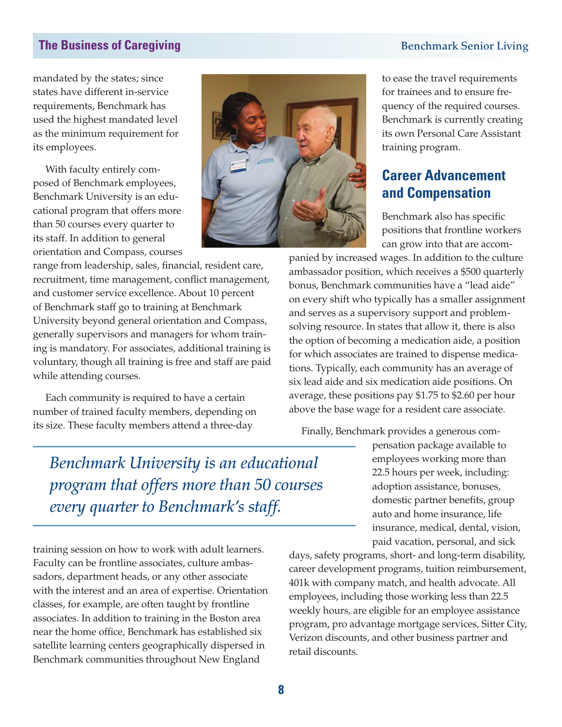mandated by the states; since states have different in-service requirements, Benchmark has used the highest mandated level as the minimum requirement for its employees.

With faculty entirely composed of Benchmark employees, Benchmark University is an educational program that offers more than 50 courses every quarter to its staff. In addition to general orientation and Compass, courses range from leadership, sales, financial, resident care, recruitment, time management, conflict management, and customer service excellence. About 10 percent of Benchmark staff go to training at Benchmark University beyond general orientation and Compass, generally supervisors and managers for whom training is mandatory. For associates, additional training is voluntary, though all training is free and staff are paid while attending courses.

Each community is required to have a certain number of trained faculty members, depending on its size. These faculty members attend a three-day training session on how to work with adult learners. Faculty can be frontline associates, culture ambassadors, department heads, or any other associate with the interest and an area of expertise. Orientation classes, for example, are often taught by frontline associates. In addition to training in the Boston area near the home office, Benchmark has established six satellite learning centers geographically dispersed in Benchmark communities throughout New England to ease the travel requirements for trainees and to ensure frequency of the required courses. Benchmark is currently creating its own Personal Care Assistant training program.

*Benchmark University is an educational program that offers more than 50 courses every quarter to Benchmark's staff.*

## Career Advancement and Compensation

Benchmark also has specific positions that frontline workers can grow into that are accompanied by increased wages. In addition to the culture ambassador position, which receives a $500 quarterly bonus, Benchmark communities have a "lead aide" on every shift who typically has a smaller assignment and serves as a supervisory support and problem-solving resource. In states that allow it, there is also the option of becoming a medication aide, a position for which associates are trained to dispense medications. Typically, each community has an average of six lead aide and six medication aide positions. On average, these positions pay $1.75 to $2.60 per hour above the base wage for a resident care associate.

Finally, Benchmark provides a generous compensation package available to employees working more than 22.5 hours per week, including: adoption assistance, bonuses, domestic partner benefits, group auto and home insurance, life insurance, medical, dental, vision, paid vacation, personal, and sick days, safety programs, short- and long-term disability, career development programs, tuition reimbursement, 401k with company match, and health advocate. All employees, including those working less than 22.5 weekly hours, are eligible for an employee assistance program, pro advantage mortgage services, Sitter City, Verizon discounts, and other business partner and retail discounts.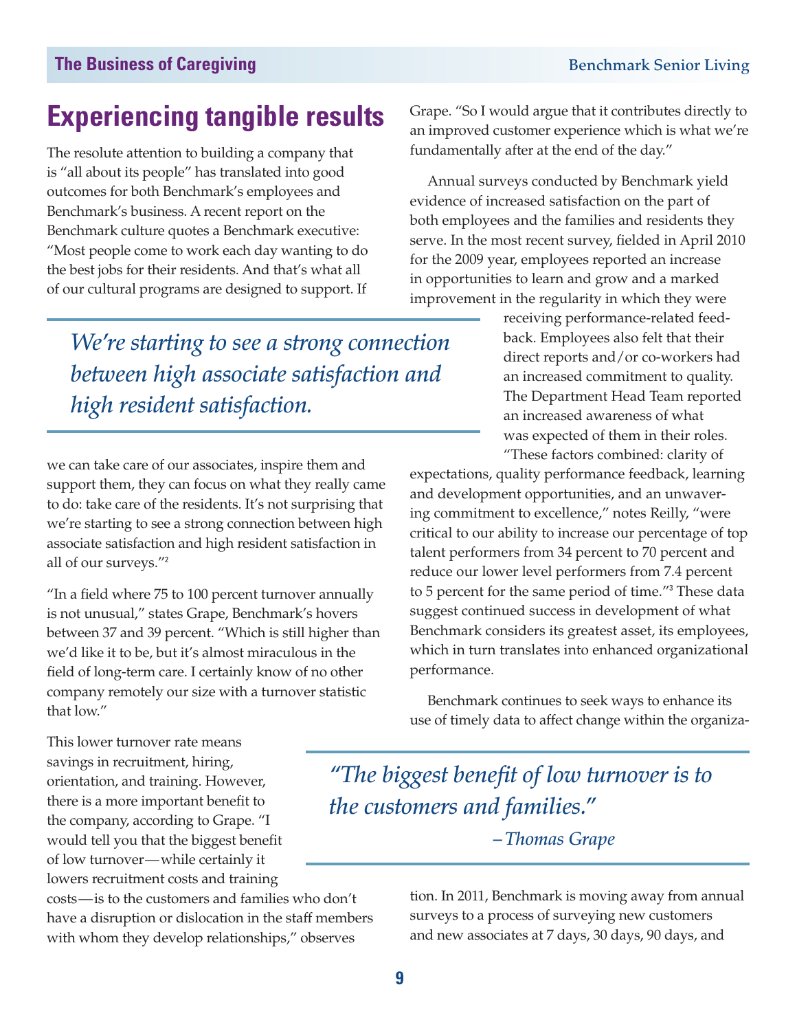## Experiencing tangible results

The resolute attention to building a company that is "all about its people" has translated into good outcomes for both Benchmark's employees and Benchmark's business. A recent report on the Benchmark culture quotes a Benchmark executive: "Most people come to work each day wanting to do the best jobs for their residents. And that's what all of our cultural programs are designed to support. If we can take care of our associates, inspire them and support them, they can focus on what they really came to do: take care of the residents. It's not surprising that we're starting to see a strong connection between high associate satisfaction and high resident satisfaction in all of our surveys."[2]

> *We're starting to see a strong connection between high associate satisfaction and high resident satisfaction.*

"In a field where 75 to 100 percent turnover annually is not unusual," states Grape, Benchmark's hovers between 37 and 39 percent. "Which is still higher than we'd like it to be, but it's almost miraculous in the field of long-term care. I certainly know of no other company remotely our size with a turnover statistic that low."

This lower turnover rate means savings in recruitment, hiring, orientation, and training. However, there is a more important benefit to the company, according to Grape. "I would tell you that the biggest benefit of low turnover—while certainly it lowers recruitment costs and training costs—is to the customers and families who don't have a disruption or dislocation in the staff members with whom they develop relationships," observes Grape. "So I would argue that it contributes directly to an improved customer experience which is what we're fundamentally after at the end of the day."

> *"The biggest benefit of low turnover is to the customers and families."*
>
> *–Thomas Grape*

Annual surveys conducted by Benchmark yield evidence of increased satisfaction on the part of both employees and the families and residents they serve. In the most recent survey, fielded in April 2010 for the 2009 year, employees reported an increase in opportunities to learn and grow and a marked improvement in the regularity in which they were receiving performance-related feedback. Employees also felt that their direct reports and/or co-workers had an increased commitment to quality. The Department Head Team reported an increased awareness of what was expected of them in their roles. "These factors combined: clarity of expectations, quality performance feedback, learning and development opportunities, and an unwavering commitment to excellence," notes Reilly, "were critical to our ability to increase our percentage of top talent performers from 34 percent to 70 percent and reduce our lower level performers from 7.4 percent to 5 percent for the same period of time."[3] These data suggest continued success in development of what Benchmark considers its greatest asset, its employees, which in turn translates into enhanced organizational performance.

Benchmark continues to seek ways to enhance its use of timely data to affect change within the organization. In 2011, Benchmark is moving away from annual surveys to a process of surveying new customers and new associates at 7 days, 30 days, 90 days, and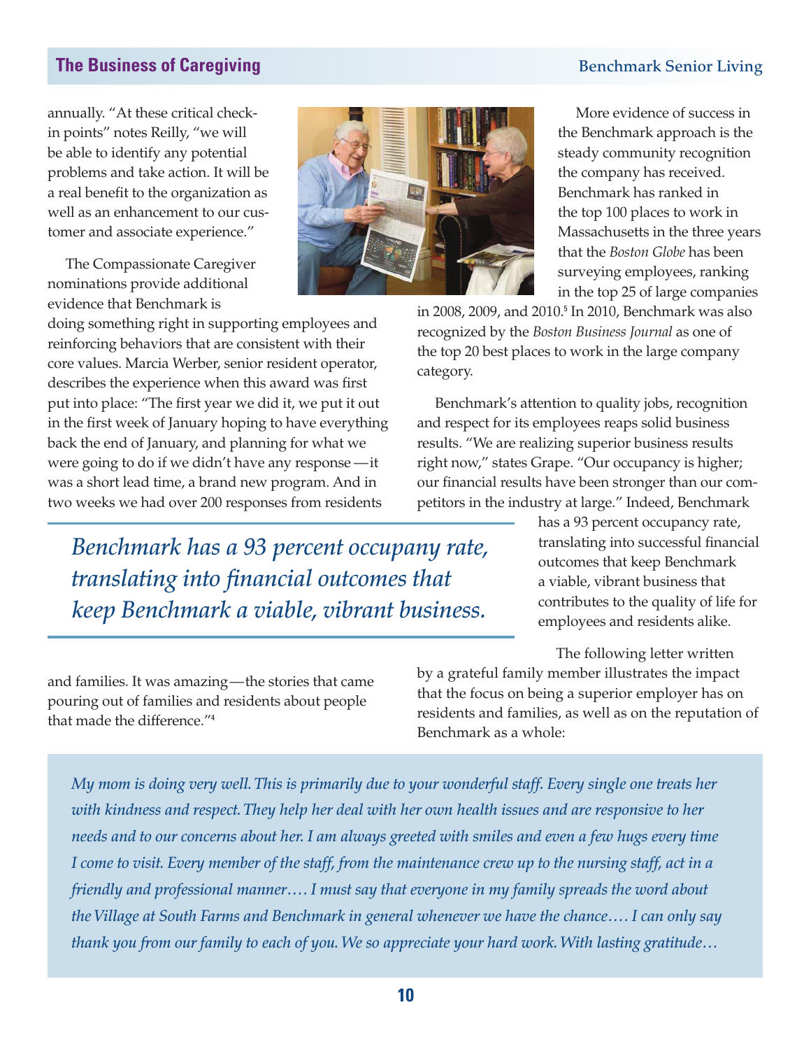annually. "At these critical check-in points" notes Reilly, "we will be able to identify any potential problems and take action. It will be a real benefit to the organization as well as an enhancement to our customer and associate experience."

The Compassionate Caregiver nominations provide additional evidence that Benchmark is doing something right in supporting employees and reinforcing behaviors that are consistent with their core values. Marcia Werber, senior resident operator, describes the experience when this award was first put into place: "The first year we did it, we put it out in the first week of January hoping to have everything back the end of January, and planning for what we were going to do if we didn't have any response — it was a short lead time, a brand new program. And in two weeks we had over 200 responses from residents and families. It was amazing — the stories that came pouring out of families and residents about people that made the difference."[4]

More evidence of success in the Benchmark approach is the steady community recognition the company has received. Benchmark has ranked in the top 100 places to work in Massachusetts in the three years that the *Boston Globe* has been surveying employees, ranking in the top 25 of large companies in 2008, 2009, and 2010.[5] In 2010, Benchmark was also recognized by the *Boston Business Journal* as one of the top 20 best places to work in the large company category.

Benchmark's attention to quality jobs, recognition and respect for its employees reaps solid business results. "We are realizing superior business results right now," states Grape. "Our occupancy is higher; our financial results have been stronger than our competitors in the industry at large." Indeed, Benchmark has a 93 percent occupancy rate, translating into successful financial outcomes that keep Benchmark a viable, vibrant business that contributes to the quality of life for employees and residents alike.

> *Benchmark has a 93 percent occupany rate, translating into financial outcomes that keep Benchmark a viable, vibrant business.*

The following letter written by a grateful family member illustrates the impact that the focus on being a superior employer has on residents and families, as well as on the reputation of Benchmark as a whole:

> *My mom is doing very well. This is primarily due to your wonderful staff. Every single one treats her with kindness and respect. They help her deal with her own health issues and are responsive to her needs and to our concerns about her. I am always greeted with smiles and even a few hugs every time I come to visit. Every member of the staff, from the maintenance crew up to the nursing staff, act in a friendly and professional manner…. I must say that everyone in my family spreads the word about the Village at South Farms and Benchmark in general whenever we have the chance…. I can only say thank you from our family to each of you. We so appreciate your hard work. With lasting gratitude…*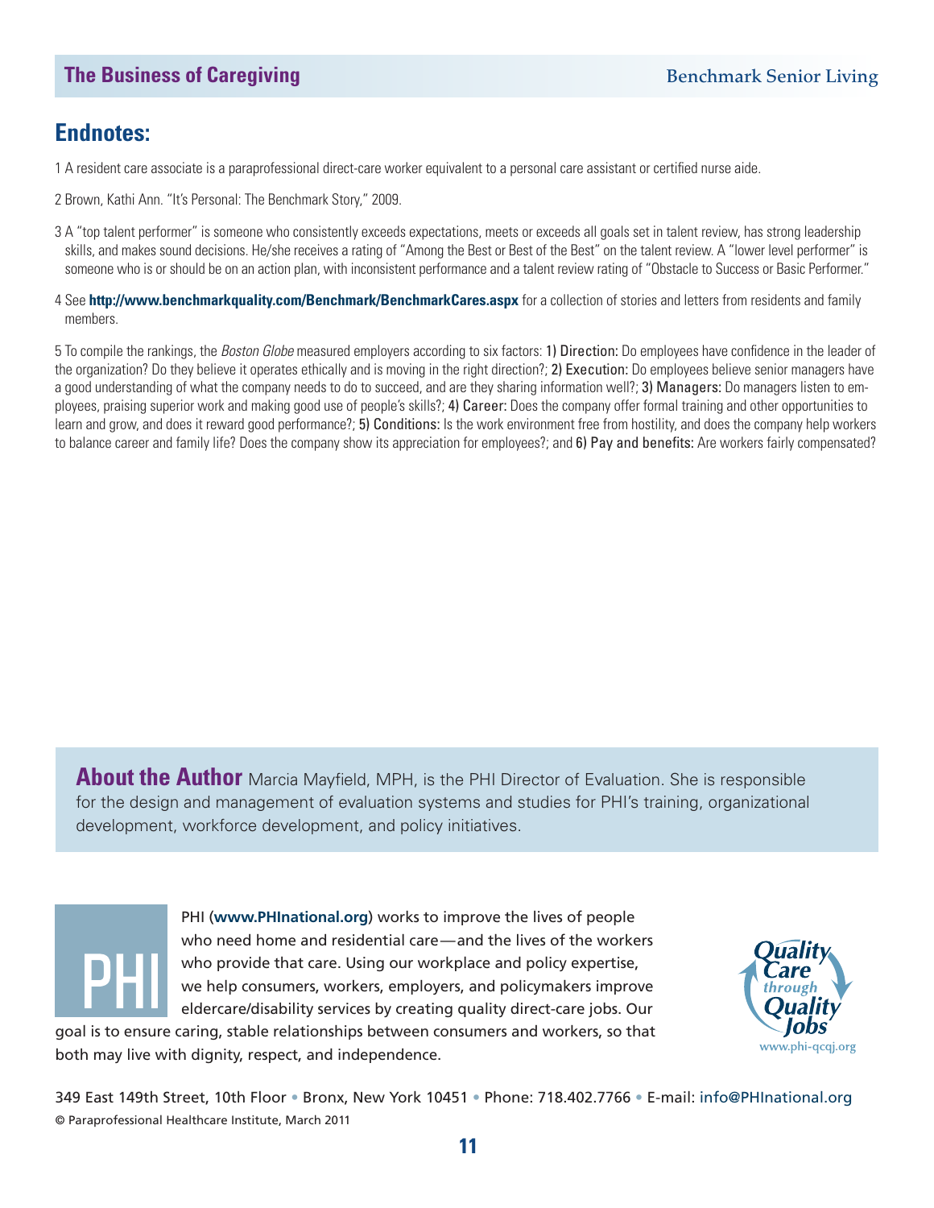## Endnotes:

1 A resident care associate is a paraprofessional direct-care worker equivalent to a personal care assistant or certified nurse aide.

2 Brown, Kathi Ann. "It's Personal: The Benchmark Story," 2009.

3 A "top talent performer" is someone who consistently exceeds expectations, meets or exceeds all goals set in talent review, has strong leadership skills, and makes sound decisions. He/she receives a rating of "Among the Best or Best of the Best" on the talent review. A "lower level performer" is someone who is or should be on an action plan, with inconsistent performance and a talent review rating of "Obstacle to Success or Basic Performer."

4 See **http://www.benchmarkquality.com/Benchmark/BenchmarkCares.aspx** for a collection of stories and letters from residents and family members.

5 To compile the rankings, the *Boston Globe* measured employers according to six factors: 1) Direction: Do employees have confidence in the leader of the organization? Do they believe it operates ethically and is moving in the right direction?; 2) Execution: Do employees believe senior managers have a good understanding of what the company needs to do to succeed, and are they sharing information well?; 3) Managers: Do managers listen to employees, praising superior work and making good use of people's skills?; 4) Career: Does the company offer formal training and other opportunities to learn and grow, and does it reward good performance?; 5) Conditions: Is the work environment free from hostility, and does the company help workers to balance career and family life? Does the company show its appreciation for employees?; and 6) Pay and benefits: Are workers fairly compensated?

**About the Author** Marcia Mayfield, MPH, is the PHI Director of Evaluation. She is responsible for the design and management of evaluation systems and studies for PHI's training, organizational development, workforce development, and policy initiatives.

PHI

PHI (**www.PHInational.org**) works to improve the lives of people who need home and residential care—and the lives of the workers who provide that care. Using our workplace and policy expertise, we help consumers, workers, employers, and policymakers improve eldercare/disability services by creating quality direct-care jobs. Our goal is to ensure caring, stable relationships between consumers and workers, so that both may live with dignity, respect, and independence.

Quality Care through Quality Jobs
www.phi-qcqj.org

349 East 149th Street, 10th Floor • Bronx, New York 10451 • Phone: 718.402.7766 • E-mail: info@PHInational.org

© Paraprofessional Healthcare Institute, March 2011